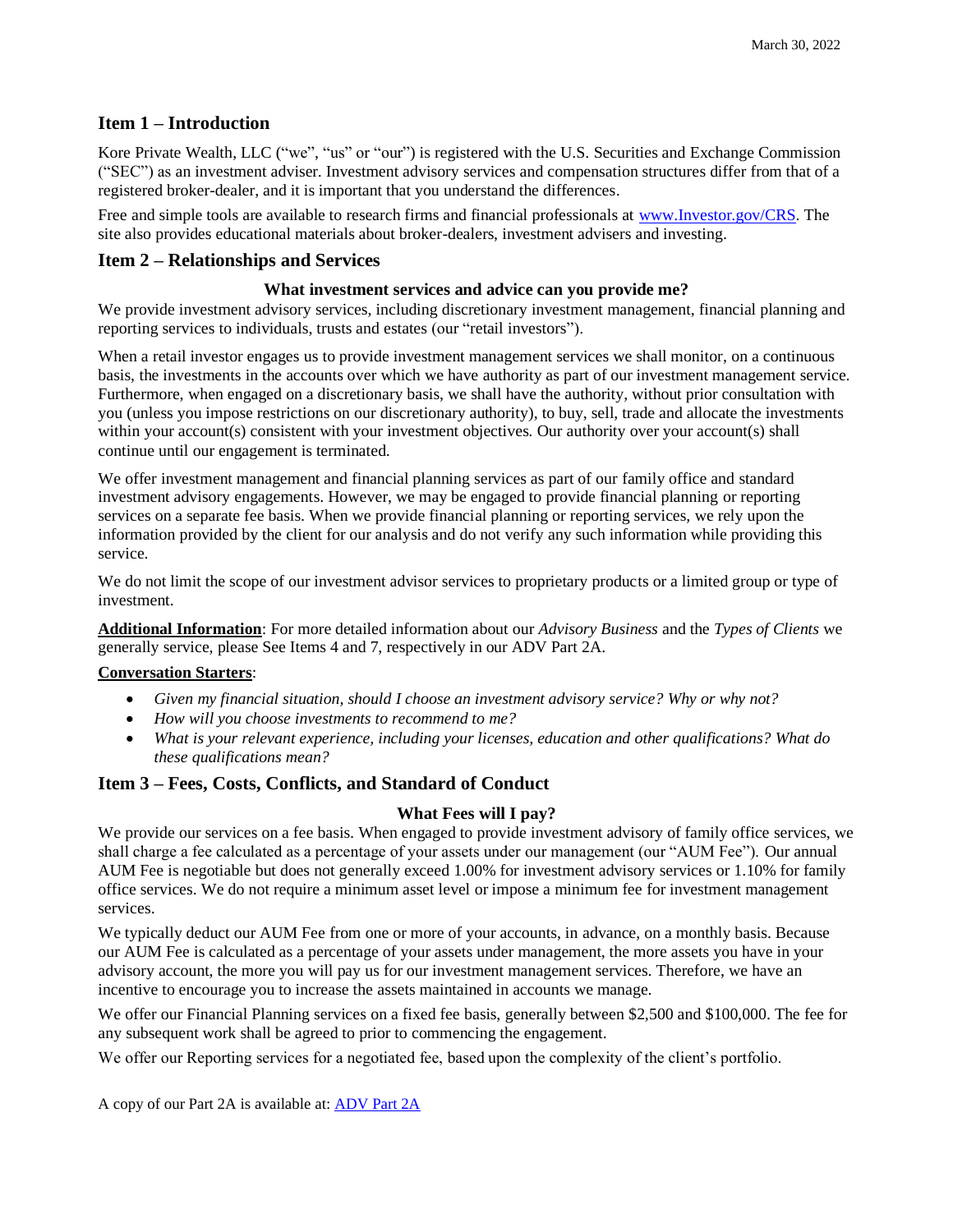March 30, 2022

## Item 1 – Introduction

Kore Private Wealth, LLC ("we", "us" or "our") is registered with the U.S. Securities and Exchange Commission ("SEC") as an investment adviser. Investment advisory services and compensation structures differ from that of a registered broker-dealer, and it is important that you understand the differences.

Free and simple tools are available to research firms and financial professionals at [www.Investor.gov/CRS](www.Investor.gov/CRS). The site also provides educational materials about broker-dealers, investment advisers and investing.

## Item 2 – Relationships and Services

### What investment services and advice can you provide me?

We provide investment advisory services, including discretionary investment management, financial planning and reporting services to individuals, trusts and estates (our "retail investors").

When a retail investor engages us to provide investment management services we shall monitor, on a continuous basis, the investments in the accounts over which we have authority as part of our investment management service. Furthermore, when engaged on a discretionary basis, we shall have the authority, without prior consultation with you (unless you impose restrictions on our discretionary authority), to buy, sell, trade and allocate the investments within your account(s) consistent with your investment objectives. Our authority over your account(s) shall continue until our engagement is terminated.

We offer investment management and financial planning services as part of our family office and standard investment advisory engagements. However, we may be engaged to provide financial planning or reporting services on a separate fee basis. When we provide financial planning or reporting services, we rely upon the information provided by the client for our analysis and do not verify any such information while providing this service.

We do not limit the scope of our investment advisor services to proprietary products or a limited group or type of investment.

**Additional Information**: For more detailed information about our *Advisory Business* and the *Types of Clients* we generally service, please See Items 4 and 7, respectively in our ADV Part 2A.

**Conversation Starters**:

- *Given my financial situation, should I choose an investment advisory service? Why or why not?*
- *How will you choose investments to recommend to me?*
- *What is your relevant experience, including your licenses, education and other qualifications? What do these qualifications mean?*

## Item 3 – Fees, Costs, Conflicts, and Standard of Conduct

### What Fees will I pay?

We provide our services on a fee basis. When engaged to provide investment advisory of family office services, we shall charge a fee calculated as a percentage of your assets under our management (our "AUM Fee"). Our annual AUM Fee is negotiable but does not generally exceed 1.00% for investment advisory services or 1.10% for family office services. We do not require a minimum asset level or impose a minimum fee for investment management services.

We typically deduct our AUM Fee from one or more of your accounts, in advance, on a monthly basis. Because our AUM Fee is calculated as a percentage of your assets under management, the more assets you have in your advisory account, the more you will pay us for our investment management services. Therefore, we have an incentive to encourage you to increase the assets maintained in accounts we manage.

We offer our Financial Planning services on a fixed fee basis, generally between $2,500 and $100,000. The fee for any subsequent work shall be agreed to prior to commencing the engagement.

We offer our Reporting services for a negotiated fee, based upon the complexity of the client's portfolio.

A copy of our Part 2A is available at: ADV Part 2A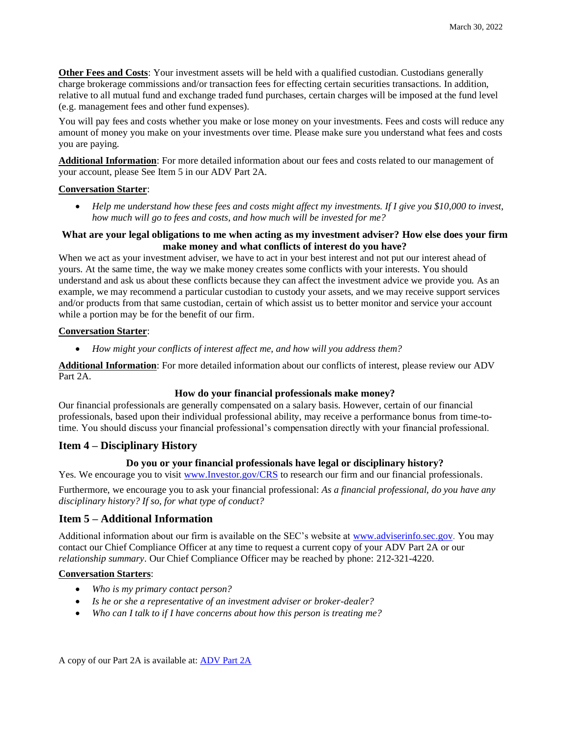**Other Fees and Costs**: Your investment assets will be held with a qualified custodian. Custodians generally charge brokerage commissions and/or transaction fees for effecting certain securities transactions. In addition, relative to all mutual fund and exchange traded fund purchases, certain charges will be imposed at the fund level (e.g. management fees and other fund expenses).

You will pay fees and costs whether you make or lose money on your investments. Fees and costs will reduce any amount of money you make on your investments over time. Please make sure you understand what fees and costs you are paying.

**Additional Information**: For more detailed information about our fees and costs related to our management of your account, please See Item 5 in our ADV Part 2A.

**Conversation Starter**:

- *Help me understand how these fees and costs might affect my investments. If I give you $10,000 to invest, how much will go to fees and costs, and how much will be invested for me?*

### What are your legal obligations to me when acting as my investment adviser? How else does your firm make money and what conflicts of interest do you have?

When we act as your investment adviser, we have to act in your best interest and not put our interest ahead of yours. At the same time, the way we make money creates some conflicts with your interests. You should understand and ask us about these conflicts because they can affect the investment advice we provide you. As an example, we may recommend a particular custodian to custody your assets, and we may receive support services and/or products from that same custodian, certain of which assist us to better monitor and service your account while a portion may be for the benefit of our firm.

**Conversation Starter**:

- *How might your conflicts of interest affect me, and how will you address them?*

**Additional Information**: For more detailed information about our conflicts of interest, please review our ADV Part 2A.

### How do your financial professionals make money?

Our financial professionals are generally compensated on a salary basis. However, certain of our financial professionals, based upon their individual professional ability, may receive a performance bonus from time-to-time. You should discuss your financial professional's compensation directly with your financial professional.

## Item 4 – Disciplinary History

### Do you or your financial professionals have legal or disciplinary history?

Yes. We encourage you to visit www.Investor.gov/CRS to research our firm and our financial professionals.

Furthermore, we encourage you to ask your financial professional: *As a financial professional, do you have any disciplinary history? If so, for what type of conduct?*

## Item 5 – Additional Information

Additional information about our firm is available on the SEC's website at www.adviserinfo.sec.gov. You may contact our Chief Compliance Officer at any time to request a current copy of your ADV Part 2A or our *relationship summary*. Our Chief Compliance Officer may be reached by phone: 212-321-4220.

**Conversation Starters**:

- *Who is my primary contact person?*
- *Is he or she a representative of an investment adviser or broker-dealer?*
- *Who can I talk to if I have concerns about how this person is treating me?*

A copy of our Part 2A is available at: ADV Part 2A